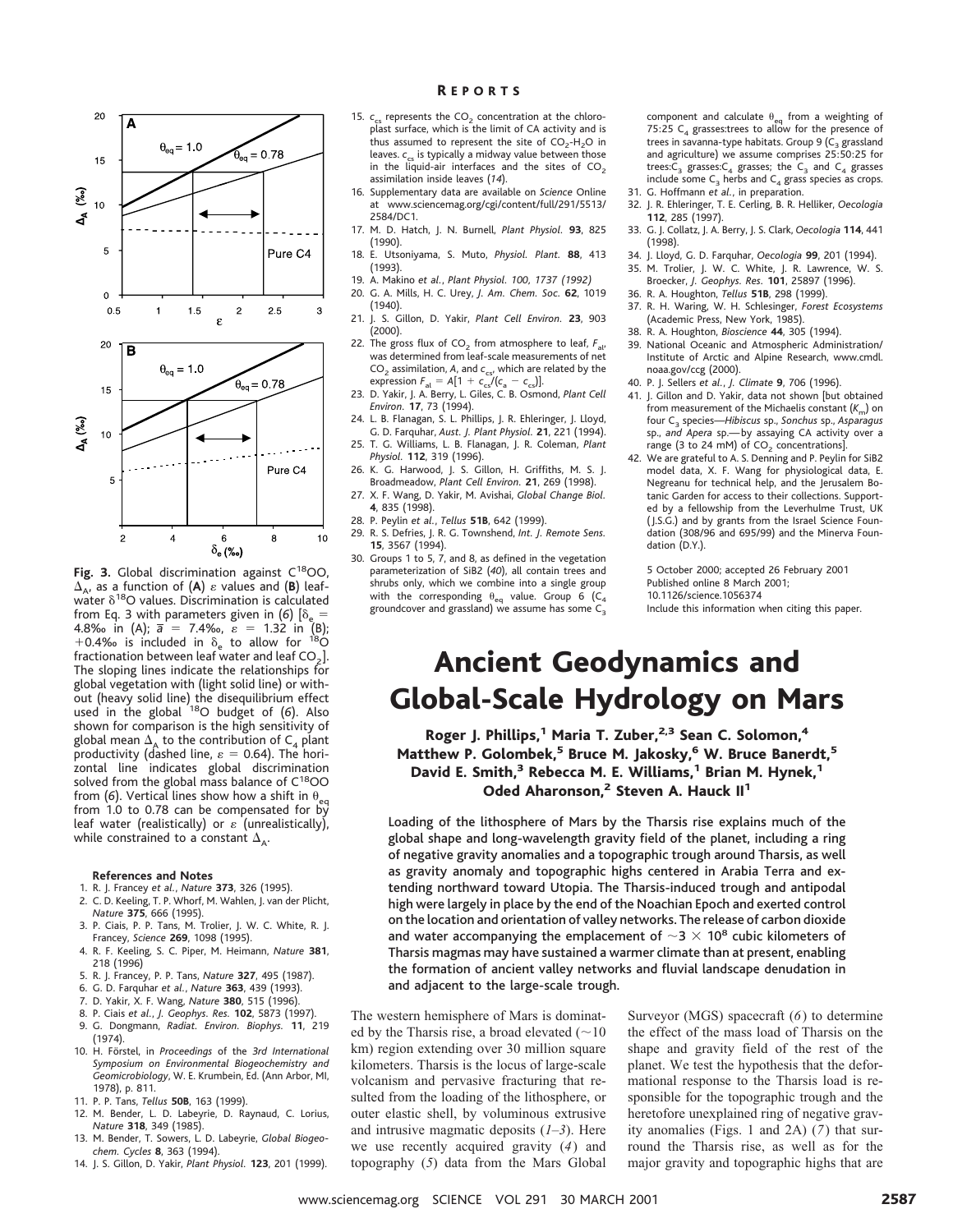Fig. 3. Global discrimination against $C^{18}OO$, $\Delta_A$, as a function of (A) $\varepsilon$ values and (B) leaf-water $\delta^{18}O$ values. Discrimination is calculated from Eq. 3 with parameters given in (6) [$\delta_e$ = 4.8‰ in (A); $\bar{a}$ = 7.4‰, $\varepsilon$ = 1.32 in (B); +0.4‰ is included in $\delta_e$ to allow for $^{18}O$ fractionation between leaf water and leaf $CO_2$]. The sloping lines indicate the relationships for global vegetation with (light solid line) or without (heavy solid line) the disequilibrium effect used in the global $^{18}O$ budget of (6). Also shown for comparison is the high sensitivity of global mean $\Delta_A$ to the contribution of $C_4$ plant productivity (dashed line, $\varepsilon$ = 0.64). The horizontal line indicates global discrimination solved from the global mass balance of $C^{18}OO$ from (6). Vertical lines show how a shift in $\theta_{eq}$ from 1.0 to 0.78 can be compensated for by leaf water (realistically) or $\varepsilon$ (unrealistically), while constrained to a constant $\Delta_A$.

**References and Notes**

1. R. J. Francey *et al.*, *Nature* **373**, 326 (1995).
2. C. D. Keeling, T. P. Whorf, M. Wahlen, J. van der Plicht, *Nature* **375**, 666 (1995).
3. P. Ciais, P. P. Tans, M. Trolier, J. W. C. White, R. J. Francey, *Science* **269**, 1098 (1995).
4. R. F. Keeling, S. C. Piper, M. Heimann, *Nature* **381**, 218 (1996)
5. R. J. Francey, P. P. Tans, *Nature* **327**, 495 (1987).
6. G. D. Farquhar *et al.*, *Nature* **363**, 439 (1993).
7. D. Yakir, X. F. Wang, *Nature* **380**, 515 (1996).
8. P. Ciais *et al.*, *J. Geophys. Res.* **102**, 5873 (1997).
9. G. Dongmann, *Radiat. Environ. Biophys.* **11**, 219 (1974).
10. H. Förstel, in *Proceedings of the 3rd International Symposium on Environmental Biogeochemistry and Geomicrobiology*, W. E. Krumbein, Ed. (Ann Arbor, MI, 1978), p. 811.
11. P. P. Tans, *Tellus* **50B**, 163 (1999).
12. M. Bender, L. D. Labeyrie, D. Raynaud, C. Lorius, *Nature* **318**, 349 (1985).
13. M. Bender, T. Sowers, L. D. Labeyrie, *Global Biogeochem. Cycles* **8**, 363 (1994).
14. J. S. Gillon, D. Yakir, *Plant Physiol.* **123**, 201 (1999).
15. $c_{cs}$ represents the $CO_2$ concentration at the chloroplast surface, which is the limit of CA activity and is thus assumed to represent the site of $CO_2$-$H_2O$ in leaves. $c_{cs}$ is typically a midway value between those in the liquid-air interfaces and the sites of $CO_2$ assimilation inside leaves (14).
16. Supplementary data are available on *Science* Online at www.sciencemag.org/cgi/content/full/291/5513/2584/DC1.
17. M. D. Hatch, J. N. Burnell, *Plant Physiol.* **93**, 825 (1990).
18. E. Utsoniyama, S. Muto, *Physiol. Plant.* **88**, 413 (1993).
19. A. Makino *et al.*, *Plant Physiol. 100, 1737 (1992)*
20. G. A. Mills, H. C. Urey, *J. Am. Chem. Soc.* **62**, 1019 (1940).
21. J. S. Gillon, D. Yakir, *Plant Cell Environ.* **23**, 903 (2000).
22. The gross flux of $CO_2$ from atmosphere to leaf, $F_{al}$, was determined from leaf-scale measurements of net $CO_2$ assimilation, $A$, and $c_{cs}$, which are related by the expression $F_{al} = A[1 + c_{cs}/(c_a - c_{cs})]$.
23. D. Yakir, J. A. Berry, L. Giles, C. B. Osmond, *Plant Cell Environ.* **17**, 73 (1994).
24. L. B. Flanagan, S. L. Phillips, J. R. Ehleringer, J. Lloyd, G. D. Farquhar, *Aust. J. Plant Physiol.* **21**, 221 (1994).
25. T. G. Williams, L. B. Flanagan, J. R. Coleman, *Plant Physiol.* **112**, 319 (1996).
26. K. G. Harwood, J. S. Gillon, H. Griffiths, M. S. J. Broadmeadow, *Plant Cell Environ.* **21**, 269 (1998).
27. X. F. Wang, D. Yakir, M. Avishai, *Global Change Biol.* **4**, 835 (1998).
28. P. Peylin *et al.*, *Tellus* **51B**, 642 (1999).
29. R. S. Defries, J. R. G. Townshend, *Int. J. Remote Sens.* **15**, 3567 (1994).
30. Groups 1 to 5, 7, and 8, as defined in the vegetation parameterization of SiB2 (40), all contain trees and shrubs only, which we combine into a single group with the corresponding $\theta_{eq}$ value. Group 6 ($C_4$ groundcover and grassland) we assume has some $C_3$ component and calculate $\theta_{eq}$ from a weighting of 75:25 $C_4$ grasses:trees to allow for the presence of trees in savanna-type habitats. Group 9 ($C_3$ grassland and agriculture) we assume comprises 25:50:25 for trees:$C_3$ grasses:$C_4$ grasses; the $C_3$ and $C_4$ grasses include some $C_3$ herbs and $C_4$ grass species as crops.
31. G. Hoffmann *et al.*, in preparation.
32. J. R. Ehleringer, T. E. Cerling, B. R. Helliker, *Oecologia* **112**, 285 (1997).
33. G. J. Collatz, J. A. Berry, J. S. Clark, *Oecologia* **114**, 441 (1998).
34. J. Lloyd, G. D. Farquhar, *Oecologia* **99**, 201 (1994).
35. M. Trolier, J. W. C. White, J. R. Lawrence, W. S. Broecker, *J. Geophys. Res.* **101**, 25897 (1996).
36. R. A. Houghton, *Tellus* **51B**, 298 (1999).
37. R. H. Waring, W. H. Schlesinger, *Forest Ecosystems* (Academic Press, New York, 1985).
38. R. A. Houghton, *Bioscience* **44**, 305 (1994).
39. National Oceanic and Atmospheric Administration/Institute of Arctic and Alpine Research, www.cmdl.noaa.gov/ccg (2000).
40. P. J. Sellers *et al.*, *J. Climate* **9**, 706 (1996).
41. J. Gillon and D. Yakir, data not shown [but obtained from measurement of the Michaelis constant ($K_m$) on four $C_3$ species—*Hibiscus* sp., *Sonchus* sp., *Asparagus* sp., *and Apera* sp.—by assaying CA activity over a range (3 to 24 mM) of $CO_2$ concentrations].
42. We are grateful to A. S. Denning and P. Peylin for SiB2 model data, X. F. Wang for physiological data, E. Negreanu for technical help, and the Jerusalem Botanic Garden for access to their collections. Supported by a fellowship from the Leverhulme Trust, UK (J.S.G.) and by grants from the Israel Science Foundation (308/96 and 695/99) and the Minerva Foundation (D.Y.).

5 October 2000; accepted 26 February 2001
Published online 8 March 2001;
10.1126/science.1056374
Include this information when citing this paper.

# Ancient Geodynamics and Global-Scale Hydrology on Mars

**Roger J. Phillips,[1] Maria T. Zuber,[2,3] Sean C. Solomon,[4] Matthew P. Golombek,[5] Bruce M. Jakosky,[6] W. Bruce Banerdt,[5] David E. Smith,[3] Rebecca M. E. Williams,[1] Brian M. Hynek,[1] Oded Aharonson,[2] Steven A. Hauck II[1]**

**Loading of the lithosphere of Mars by the Tharsis rise explains much of the global shape and long-wavelength gravity field of the planet, including a ring of negative gravity anomalies and a topographic trough around Tharsis, as well as gravity anomaly and topographic highs centered in Arabia Terra and extending northward toward Utopia. The Tharsis-induced trough and antipodal high were largely in place by the end of the Noachian Epoch and exerted control on the location and orientation of valley networks. The release of carbon dioxide and water accompanying the emplacement of ~3 × 10⁸ cubic kilometers of Tharsis magmas may have sustained a warmer climate than at present, enabling the formation of ancient valley networks and fluvial landscape denudation in and adjacent to the large-scale trough.**

The western hemisphere of Mars is dominated by the Tharsis rise, a broad elevated (~10 km) region extending over 30 million square kilometers. Tharsis is the locus of large-scale volcanism and pervasive fracturing that resulted from the loading of the lithosphere, or outer elastic shell, by voluminous extrusive and intrusive magmatic deposits (1–3). Here we use recently acquired gravity (4) and topography (5) data from the Mars Global Surveyor (MGS) spacecraft (6) to determine the effect of the mass load of Tharsis on the shape and gravity field of the rest of the planet. We test the hypothesis that the deformational response to the Tharsis load is responsible for the topographic trough and the heretofore unexplained ring of negative gravity anomalies (Figs. 1 and 2A) (7) that surround the Tharsis rise, as well as for the major gravity and topographic highs that are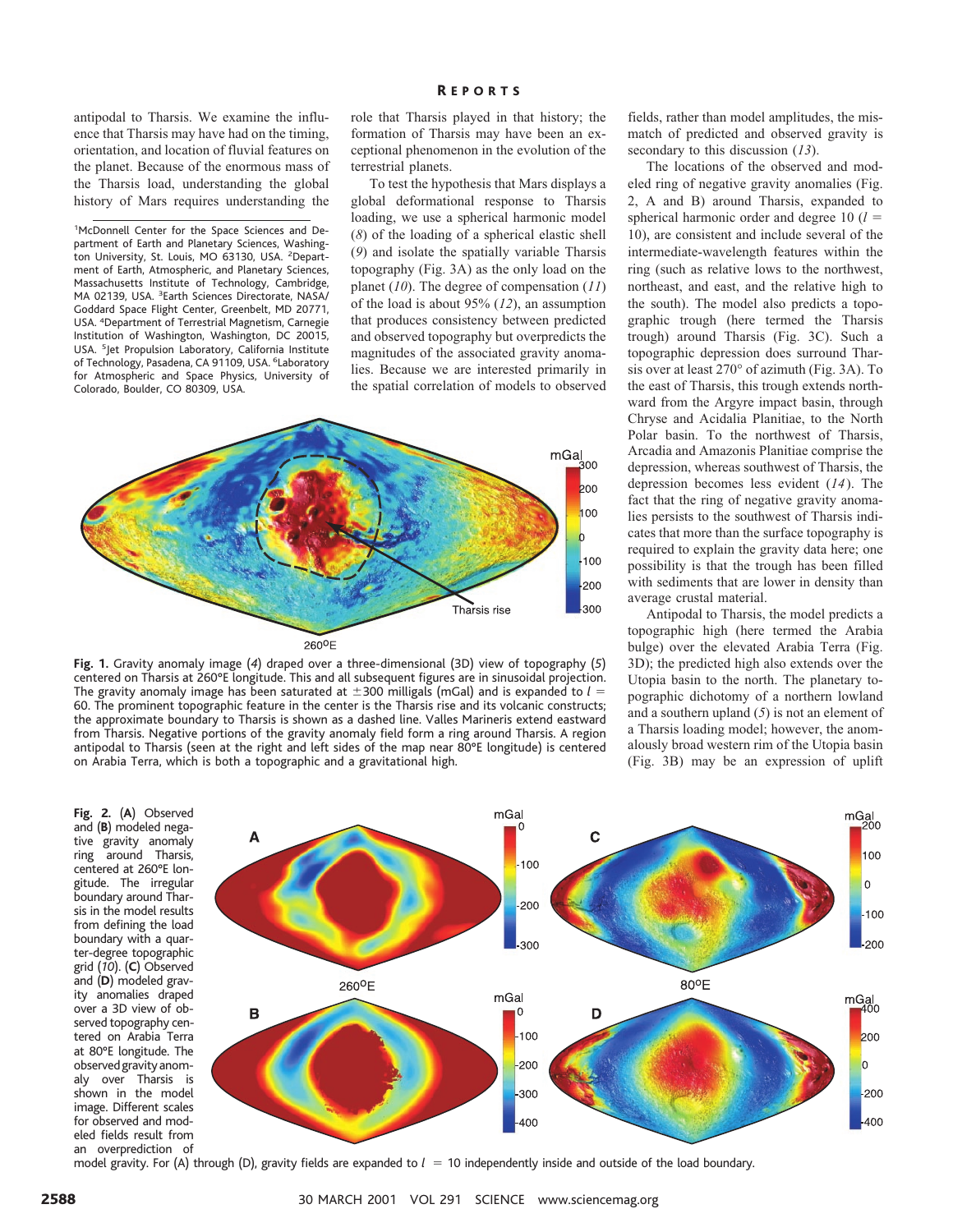antipodal to Tharsis. We examine the influence that Tharsis may have had on the timing, orientation, and location of fluvial features on the planet. Because of the enormous mass of the Tharsis load, understanding the global history of Mars requires understanding the role that Tharsis played in that history; the formation of Tharsis may have been an exceptional phenomenon in the evolution of the terrestrial planets.

[1]McDonnell Center for the Space Sciences and Department of Earth and Planetary Sciences, Washington University, St. Louis, MO 63130, USA. [2]Department of Earth, Atmospheric, and Planetary Sciences, Massachusetts Institute of Technology, Cambridge, MA 02139, USA. [3]Earth Sciences Directorate, NASA/Goddard Space Flight Center, Greenbelt, MD 20771, USA. [4]Department of Terrestrial Magnetism, Carnegie Institution of Washington, Washington, DC 20015, USA. [5]Jet Propulsion Laboratory, California Institute of Technology, Pasadena, CA 91109, USA. [6]Laboratory for Atmospheric and Space Physics, University of Colorado, Boulder, CO 80309, USA.

To test the hypothesis that Mars displays a global deformational response to Tharsis loading, we use a spherical harmonic model (*8*) of the loading of a spherical elastic shell (*9*) and isolate the spatially variable Tharsis topography (Fig. 3A) as the only load on the planet (*10*). The degree of compensation (*11*) of the load is about 95% (*12*), an assumption that produces consistency between predicted and observed topography but overpredicts the magnitudes of the associated gravity anomalies. Because we are interested primarily in the spatial correlation of models to observed fields, rather than model amplitudes, the mismatch of predicted and observed gravity is secondary to this discussion (*13*).

The locations of the observed and modeled ring of negative gravity anomalies (Fig. 2, A and B) around Tharsis, expanded to spherical harmonic order and degree 10 ($l$ = 10), are consistent and include several of the intermediate-wavelength features within the ring (such as relative lows to the northwest, northeast, and east, and the relative high to the south). The model also predicts a topographic trough (here termed the Tharsis trough) around Tharsis (Fig. 3C). Such a topographic depression does surround Tharsis over at least 270° of azimuth (Fig. 3A). To the east of Tharsis, this trough extends northward from the Argyre impact basin, through Chryse and Acidalia Planitiae, to the North Polar basin. To the northwest of Tharsis, Arcadia and Amazonis Planitiae comprise the depression, whereas southwest of Tharsis, the depression becomes less evident (*14*). The fact that the ring of negative gravity anomalies persists to the southwest of Tharsis indicates that more than the surface topography is required to explain the gravity data here; one possibility is that the trough has been filled with sediments that are lower in density than average crustal material.

Antipodal to Tharsis, the model predicts a topographic high (here termed the Arabia bulge) over the elevated Arabia Terra (Fig. 3D); the predicted high also extends over the Utopia basin to the north. The planetary topographic dichotomy of a northern lowland and a southern upland (*5*) is not an element of a Tharsis loading model; however, the anomalously broad western rim of the Utopia basin (Fig. 3B) may be an expression of uplift

**Fig. 1.** Gravity anomaly image (*4*) draped over a three-dimensional (3D) view of topography (*5*) centered on Tharsis at 260°E longitude. This and all subsequent figures are in sinusoidal projection. The gravity anomaly image has been saturated at ±300 milligals (mGal) and is expanded to $l$ = 60. The prominent topographic feature in the center is the Tharsis rise and its volcanic constructs; the approximate boundary to Tharsis is shown as a dashed line. Valles Marineris extend eastward from Tharsis. Negative portions of the gravity anomaly field form a ring around Tharsis. A region antipodal to Tharsis (seen at the right and left sides of the map near 80°E longitude) is centered on Arabia Terra, which is both a topographic and a gravitational high.

**Fig. 2.** (**A**) Observed and (**B**) modeled negative gravity anomaly ring around Tharsis, centered at 260°E longitude. The irregular boundary around Tharsis in the model results from defining the load boundary with a quarter-degree topographic grid (*10*). (**C**) Observed and (**D**) modeled gravity anomalies draped over a 3D view of observed topography centered on Arabia Terra at 80°E longitude. The observed gravity anomaly over Tharsis is shown in the model image. Different scales for observed and modeled fields result from an overprediction of model gravity. For (A) through (D), gravity fields are expanded to $l$ = 10 independently inside and outside of the load boundary.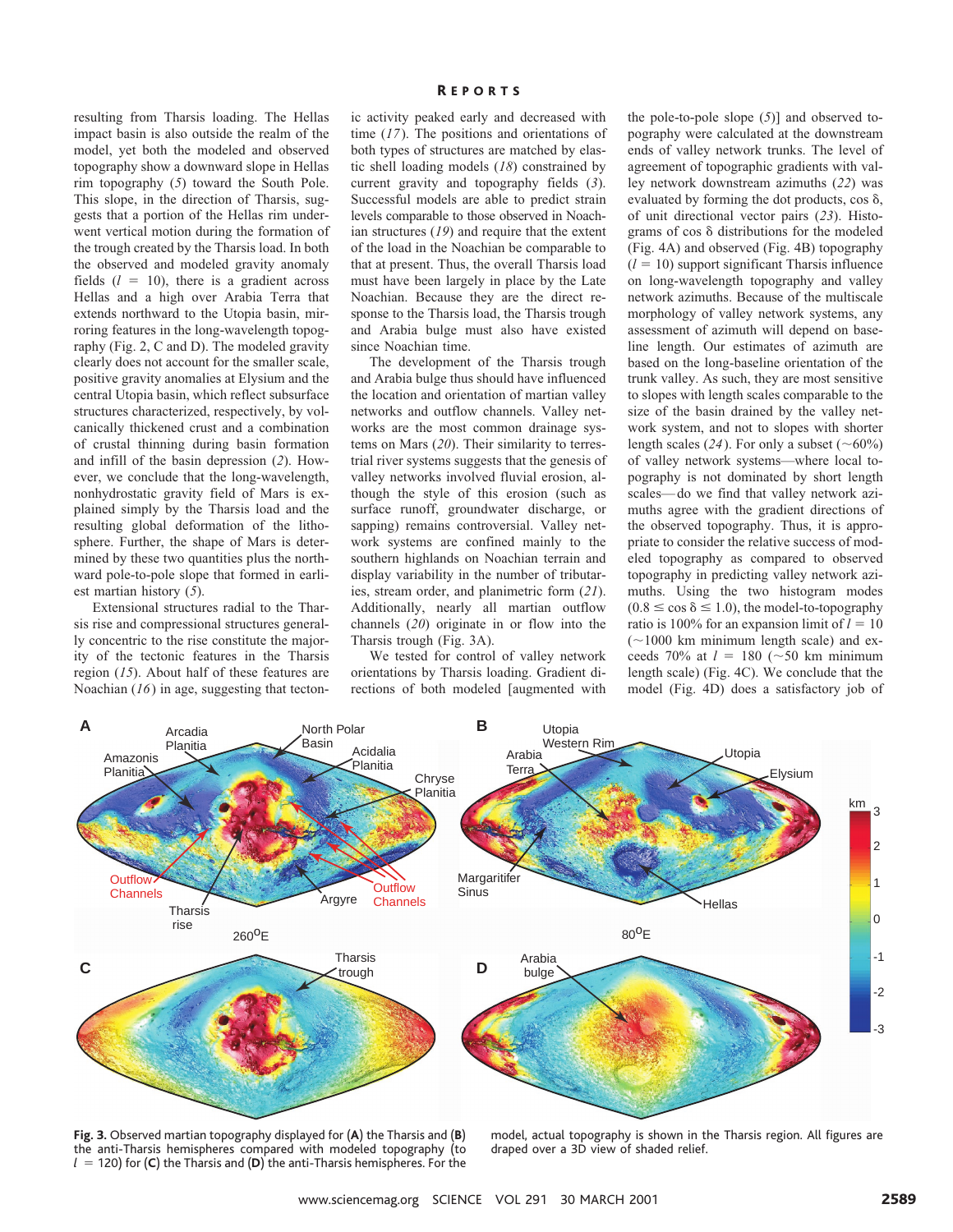resulting from Tharsis loading. The Hellas impact basin is also outside the realm of the model, yet both the modeled and observed topography show a downward slope in Hellas rim topography (5) toward the South Pole. This slope, in the direction of Tharsis, suggests that a portion of the Hellas rim underwent vertical motion during the formation of the trough created by the Tharsis load. In both the observed and modeled gravity anomaly fields ($l$ = 10), there is a gradient across Hellas and a high over Arabia Terra that extends northward to the Utopia basin, mirroring features in the long-wavelength topography (Fig. 2, C and D). The modeled gravity clearly does not account for the smaller scale, positive gravity anomalies at Elysium and the central Utopia basin, which reflect subsurface structures characterized, respectively, by volcanically thickened crust and a combination of crustal thinning during basin formation and infill of the basin depression (2). However, we conclude that the long-wavelength, nonhydrostatic gravity field of Mars is explained simply by the Tharsis load and the resulting global deformation of the lithosphere. Further, the shape of Mars is determined by these two quantities plus the northward pole-to-pole slope that formed in earliest martian history (5).

Extensional structures radial to the Tharsis rise and compressional structures generally concentric to the rise constitute the majority of the tectonic features in the Tharsis region (15). About half of these features are Noachian (16) in age, suggesting that tectonic activity peaked early and decreased with time (17). The positions and orientations of both types of structures are matched by elastic shell loading models (18) constrained by current gravity and topography fields (3). Successful models are able to predict strain levels comparable to those observed in Noachian structures (19) and require that the extent of the load in the Noachian be comparable to that at present. Thus, the overall Tharsis load must have been largely in place by the Late Noachian. Because they are the direct response to the Tharsis load, the Tharsis trough and Arabia bulge must also have existed since Noachian time.

The development of the Tharsis trough and Arabia bulge thus should have influenced the location and orientation of martian valley networks and outflow channels. Valley networks are the most common drainage systems on Mars (20). Their similarity to terrestrial river systems suggests that the genesis of valley networks involved fluvial erosion, although the style of this erosion (such as surface runoff, groundwater discharge, or sapping) remains controversial. Valley network systems are confined mainly to the southern highlands on Noachian terrain and display variability in the number of tributaries, stream order, and planimetric form (21). Additionally, nearly all martian outflow channels (20) originate in or flow into the Tharsis trough (Fig. 3A).

We tested for control of valley network orientations by Tharsis loading. Gradient directions of both modeled [augmented with the pole-to-pole slope (5)] and observed topography were calculated at the downstream ends of valley network trunks. The level of agreement of topographic gradients with valley network downstream azimuths (22) was evaluated by forming the dot products, cos δ, of unit directional vector pairs (23). Histograms of cos δ distributions for the modeled (Fig. 4A) and observed (Fig. 4B) topography ($l$ = 10) support significant Tharsis influence on long-wavelength topography and valley network azimuths. Because of the multiscale morphology of valley network systems, any assessment of azimuth will depend on baseline length. Our estimates of azimuth are based on the long-baseline orientation of the trunk valley. As such, they are most sensitive to slopes with length scales comparable to the size of the basin drained by the valley network system, and not to slopes with shorter length scales (24). For only a subset (~60%) of valley network systems—where local topography is not dominated by short length scales—do we find that valley network azimuths agree with the gradient directions of the observed topography. Thus, it is appropriate to consider the relative success of modeled topography as compared to observed topography in predicting valley network azimuths. Using the two histogram modes ($0.8 \leq \cos \delta \leq 1.0$), the model-to-topography ratio is 100% for an expansion limit of $l$ = 10 (~1000 km minimum length scale) and exceeds 70% at $l$ = 180 (~50 km minimum length scale) (Fig. 4C). We conclude that the model (Fig. 4D) does a satisfactory job of

**Fig. 3.** Observed martian topography displayed for (**A**) the Tharsis and (**B**) the anti-Tharsis hemispheres compared with modeled topography (to $l$ = 120) for (**C**) the Tharsis and (**D**) the anti-Tharsis hemispheres. For the model, actual topography is shown in the Tharsis region. All figures are draped over a 3D view of shaded relief.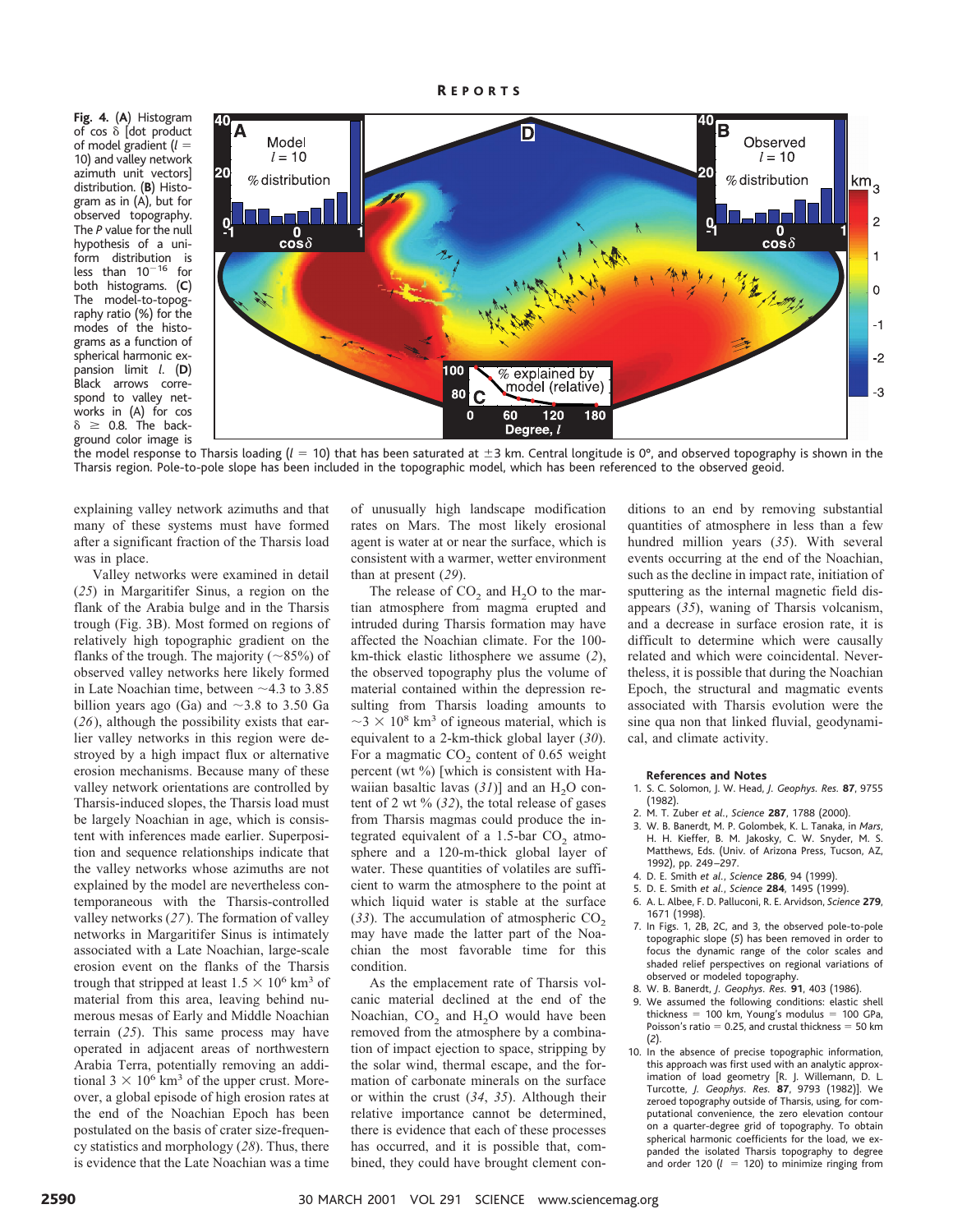**Fig. 4.** (**A**) Histogram of cos δ [dot product of model gradient ($l$ = 10) and valley network azimuth unit vectors] distribution. (**B**) Histogram as in (A), but for observed topography. The *P* value for the null hypothesis of a uniform distribution is less than $10^{-16}$ for both histograms. (**C**) The model-to-topography ratio (%) for the modes of the histograms as a function of spherical harmonic expansion limit $l$. (**D**) Black arrows correspond to valley networks in (A) for cos δ ≥ 0.8. The background color image is the model response to Tharsis loading ($l$ = 10) that has been saturated at ±3 km. Central longitude is 0°, and observed topography is shown in the Tharsis region. Pole-to-pole slope has been included in the topographic model, which has been referenced to the observed geoid.

explaining valley network azimuths and that many of these systems must have formed after a significant fraction of the Tharsis load was in place.

Valley networks were examined in detail (*25*) in Margaritifer Sinus, a region on the flank of the Arabia bulge and in the Tharsis trough (Fig. 3B). Most formed on regions of relatively high topographic gradient on the flanks of the trough. The majority (~85%) of observed valley networks here likely formed in Late Noachian time, between ~4.3 to 3.85 billion years ago (Ga) and ~3.8 to 3.50 Ga (*26*), although the possibility exists that earlier valley networks in this region were destroyed by a high impact flux or alternative erosion mechanisms. Because many of these valley network orientations are controlled by Tharsis-induced slopes, the Tharsis load must be largely Noachian in age, which is consistent with inferences made earlier. Superposition and sequence relationships indicate that the valley networks whose azimuths are not explained by the model are nevertheless contemporaneous with the Tharsis-controlled valley networks (*27*). The formation of valley networks in Margaritifer Sinus is intimately associated with a Late Noachian, large-scale erosion event on the flanks of the Tharsis trough that stripped at least $1.5 \times 10^6$ km$^3$ of material from this area, leaving behind numerous mesas of Early and Middle Noachian terrain (*25*). This same process may have operated in adjacent areas of northwestern Arabia Terra, potentially removing an additional $3 \times 10^6$ km$^3$ of the upper crust. Moreover, a global episode of high erosion rates at the end of the Noachian Epoch has been postulated on the basis of crater size-frequency statistics and morphology (*28*). Thus, there is evidence that the Late Noachian was a time of unusually high landscape modification rates on Mars. The most likely erosional agent is water at or near the surface, which is consistent with a warmer, wetter environment than at present (*29*).

The release of $CO_2$ and $H_2O$ to the martian atmosphere from magma erupted and intruded during Tharsis formation may have affected the Noachian climate. For the 100-km-thick elastic lithosphere we assume (*2*), the observed topography plus the volume of material contained within the depression resulting from Tharsis loading amounts to ~$3 \times 10^8$ km$^3$ of igneous material, which is equivalent to a 2-km-thick global layer (*30*). For a magmatic $CO_2$ content of 0.65 weight percent (wt %) [which is consistent with Hawaiian basaltic lavas (*31*)] and an $H_2O$ content of 2 wt % (*32*), the total release of gases from Tharsis magmas could produce the integrated equivalent of a 1.5-bar $CO_2$ atmosphere and a 120-m-thick global layer of water. These quantities of volatiles are sufficient to warm the atmosphere to the point at which liquid water is stable at the surface (*33*). The accumulation of atmospheric $CO_2$ may have made the latter part of the Noachian the most favorable time for this condition.

As the emplacement rate of Tharsis volcanic material declined at the end of the Noachian, $CO_2$ and $H_2O$ would have been removed from the atmosphere by a combination of impact ejection to space, stripping by the solar wind, thermal escape, and the formation of carbonate minerals on the surface or within the crust (*34*, *35*). Although their relative importance cannot be determined, there is evidence that each of these processes has occurred, and it is possible that, combined, they could have brought clement conditions to an end by removing substantial quantities of atmosphere in less than a few hundred million years (*35*). With several events occurring at the end of the Noachian, such as the decline in impact rate, initiation of sputtering as the internal magnetic field disappears (*35*), waning of Tharsis volcanism, and a decrease in surface erosion rate, it is difficult to determine which were causally related and which were coincidental. Nevertheless, it is possible that during the Noachian Epoch, the structural and magmatic events associated with Tharsis evolution were the sine qua non that linked fluvial, geodynamical, and climate activity.

### References and Notes

1. S. C. Solomon, J. W. Head, *J. Geophys. Res.* **87**, 9755 (1982).
2. M. T. Zuber *et al.*, *Science* **287**, 1788 (2000).
3. W. B. Banerdt, M. P. Golombek, K. L. Tanaka, in *Mars*, H. H. Kieffer, B. M. Jakosky, C. W. Snyder, M. S. Matthews, Eds. (Univ. of Arizona Press, Tucson, AZ, 1992), pp. 249–297.
4. D. E. Smith *et al.*, *Science* **286**, 94 (1999).
5. D. E. Smith *et al.*, *Science* **284**, 1495 (1999).
6. A. L. Albee, F. D. Palluconi, R. E. Arvidson, *Science* **279**, 1671 (1998).
7. In Figs. 1, 2B, 2C, and 3, the observed pole-to-pole topographic slope (*5*) has been removed in order to focus the dynamic range of the color scales and shaded relief perspectives on regional variations of observed or modeled topography.
8. W. B. Banerdt, *J. Geophys. Res.* **91**, 403 (1986).
9. We assumed the following conditions: elastic shell thickness = 100 km, Young's modulus = 100 GPa, Poisson's ratio = 0.25, and crustal thickness = 50 km (*2*).
10. In the absence of precise topographic information, this approach was first used with an analytic approximation of load geometry [R. J. Willemann, D. L. Turcotte, *J. Geophys. Res.* **87**, 9793 (1982)]. We zeroed topography outside of Tharsis, using, for computational convenience, the zero elevation contour on a quarter-degree grid of topography. To obtain spherical harmonic coefficients for the load, we expanded the isolated Tharsis topography to degree and order 120 ($l$ = 120) to minimize ringing from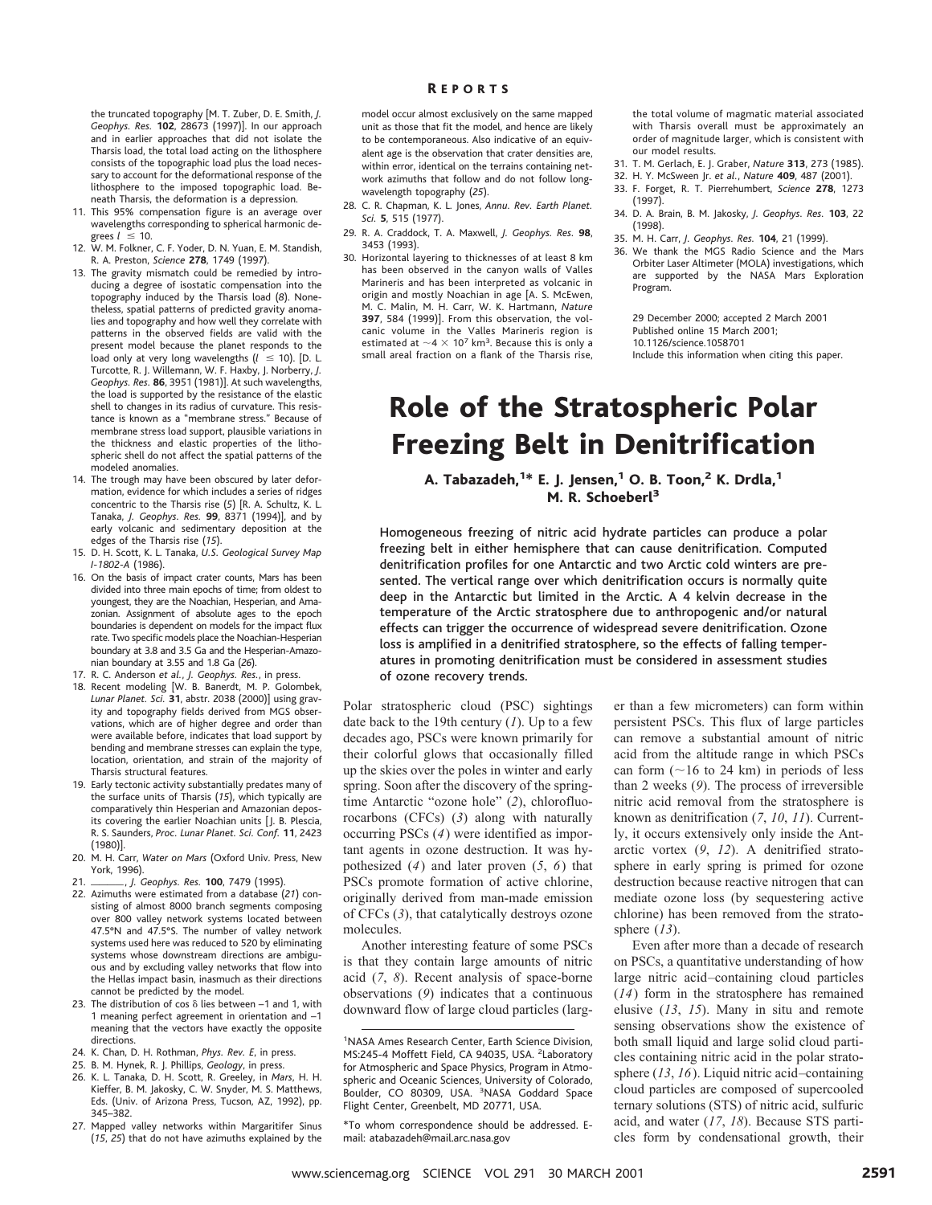the truncated topography [M. T. Zuber, D. E. Smith, *J. Geophys. Res.* **102**, 28673 (1997)]. In our approach and in earlier approaches that did not isolate the Tharsis load, the total load acting on the lithosphere consists of the topographic load plus the load necessary to account for the deformational response of the lithosphere to the imposed topographic load. Beneath Tharsis, the deformation is a depression.

11. This 95% compensation figure is an average over wavelengths corresponding to spherical harmonic degrees $l \leq 10$.
12. W. M. Folkner, C. F. Yoder, D. N. Yuan, E. M. Standish, R. A. Preston, *Science* **278**, 1749 (1997).
13. The gravity mismatch could be remedied by introducing a degree of isostatic compensation into the topography induced by the Tharsis load (*8*). Nonetheless, spatial patterns of predicted gravity anomalies and topography and how well they correlate with patterns in the observed fields are valid with the present model because the planet responds to the load only at very long wavelengths ($l \leq 10$). [D. L. Turcotte, R. J. Willemann, W. F. Haxby, J. Norberry, *J. Geophys. Res.* **86**, 3951 (1981)]. At such wavelengths, the load is supported by the resistance of the elastic shell to changes in its radius of curvature. This resistance is known as a "membrane stress." Because of membrane stress load support, plausible variations in the thickness and elastic properties of the lithospheric shell do not affect the spatial patterns of the modeled anomalies.
14. The trough may have been obscured by later deformation, evidence for which includes a series of ridges concentric to the Tharsis rise (*5*) [R. A. Schultz, K. L. Tanaka, *J. Geophys. Res.* **99**, 8371 (1994)], and by early volcanic and sedimentary deposition at the edges of the Tharsis rise (*15*).
15. D. H. Scott, K. L. Tanaka, *U.S. Geological Survey Map I-1802-A* (1986).
16. On the basis of impact crater counts, Mars has been divided into three main epochs of time; from oldest to youngest, they are the Noachian, Hesperian, and Amazonian. Assignment of absolute ages to the epoch boundaries is dependent on models for the impact flux rate. Two specific models place the Noachian-Hesperian boundary at 3.8 and 3.5 Ga and the Hesperian-Amazonian boundary at 3.55 and 1.8 Ga (*26*).
17. R. C. Anderson *et al.*, *J. Geophys. Res.*, in press.
18. Recent modeling [W. B. Banerdt, M. P. Golombek, *Lunar Planet. Sci.* **31**, abstr. 2038 (2000)] using gravity and topography fields derived from MGS observations, which are of higher degree and order than were available before, indicates that load support by bending and membrane stresses can explain the type, location, orientation, and strain of the majority of Tharsis structural features.
19. Early tectonic activity substantially predates many of the surface units of Tharsis (*15*), which typically are comparatively thin Hesperian and Amazonian deposits covering the earlier Noachian units [J. B. Plescia, R. S. Saunders, *Proc. Lunar Planet. Sci. Conf.* **11**, 2423 (1980)].
20. M. H. Carr, *Water on Mars* (Oxford Univ. Press, New York, 1996).
21. ———, *J. Geophys. Res.* **100**, 7479 (1995).
22. Azimuths were estimated from a database (*21*) consisting of almost 8000 branch segments composing over 800 valley network systems located between 47.5°N and 47.5°S. The number of valley network systems used here was reduced to 520 by eliminating systems whose downstream directions are ambiguous and by excluding valley networks that flow into the Hellas impact basin, inasmuch as their directions cannot be predicted by the model.
23. The distribution of cos δ lies between –1 and 1, with 1 meaning perfect agreement in orientation and –1 meaning that the vectors have exactly the opposite directions.
24. K. Chan, D. H. Rothman, *Phys. Rev. E*, in press.
25. B. M. Hynek, R. J. Phillips, *Geology*, in press.
26. K. L. Tanaka, D. H. Scott, R. Greeley, in *Mars*, H. H. Kieffer, B. M. Jakosky, C. W. Snyder, M. S. Matthews, Eds. (Univ. of Arizona Press, Tucson, AZ, 1992), pp. 345–382.
27. Mapped valley networks within Margaritifer Sinus (*15*, *25*) that do not have azimuths explained by the model occur almost exclusively on the same mapped unit as those that fit the model, and hence are likely to be contemporaneous. Also indicative of an equivalent age is the observation that crater densities are, within error, identical on the terrains containing network azimuths that follow and do not follow long-wavelength topography (*25*).
28. C. R. Chapman, K. L. Jones, *Annu. Rev. Earth Planet. Sci.* **5**, 515 (1977).
29. R. A. Craddock, T. A. Maxwell, *J. Geophys. Res.* **98**, 3453 (1993).
30. Horizontal layering to thicknesses of at least 8 km has been observed in the canyon walls of Valles Marineris and has been interpreted as volcanic in origin and mostly Noachian in age [A. S. McEwen, M. C. Malin, M. H. Carr, W. K. Hartmann, *Nature* **397**, 584 (1999)]. From this observation, the volcanic volume in the Valles Marineris region is estimated at $\sim 4 \times 10^7$ km$^3$. Because this is only a small areal fraction on a flank of the Tharsis rise, the total volume of magmatic material associated with Tharsis overall must be approximately an order of magnitude larger, which is consistent with our model results.
31. T. M. Gerlach, E. J. Graber, *Nature* **313**, 273 (1985).
32. H. Y. McSween Jr. *et al.*, *Nature* **409**, 487 (2001).
33. F. Forget, R. T. Pierrehumbert, *Science* **278**, 1273 (1997).
34. D. A. Brain, B. M. Jakosky, *J. Geophys. Res.* **103**, 22 (1998).
35. M. H. Carr, *J. Geophys. Res.* **104**, 21 (1999).
36. We thank the MGS Radio Science and the Mars Orbiter Laser Altimeter (MOLA) investigations, which are supported by the NASA Mars Exploration Program.

29 December 2000; accepted 2 March 2001
Published online 15 March 2001;
10.1126/science.1058701
Include this information when citing this paper.

# Role of the Stratospheric Polar Freezing Belt in Denitrification

**A. Tabazadeh,[1]\* E. J. Jensen,[1] O. B. Toon,[2] K. Drdla,[1] M. R. Schoeberl[3]**

**Homogeneous freezing of nitric acid hydrate particles can produce a polar freezing belt in either hemisphere that can cause denitrification. Computed denitrification profiles for one Antarctic and two Arctic cold winters are presented. The vertical range over which denitrification occurs is normally quite deep in the Antarctic but limited in the Arctic. A 4 kelvin decrease in the temperature of the Arctic stratosphere due to anthropogenic and/or natural effects can trigger the occurrence of widespread severe denitrification. Ozone loss is amplified in a denitrified stratosphere, so the effects of falling temperatures in promoting denitrification must be considered in assessment studies of ozone recovery trends.**

Polar stratospheric cloud (PSC) sightings date back to the 19th century (*1*). Up to a few decades ago, PSCs were known primarily for their colorful glows that occasionally filled up the skies over the poles in winter and early spring. Soon after the discovery of the springtime Antarctic "ozone hole" (*2*), chlorofluorocarbons (CFCs) (*3*) along with naturally occurring PSCs (*4*) were identified as important agents in ozone destruction. It was hypothesized (*4*) and later proven (*5*, *6*) that PSCs promote formation of active chlorine, originally derived from man-made emission of CFCs (*3*), that catalytically destroys ozone molecules.

Another interesting feature of some PSCs is that they contain large amounts of nitric acid (*7*, *8*). Recent analysis of space-borne observations (*9*) indicates that a continuous downward flow of large cloud particles (larger than a few micrometers) can form within persistent PSCs. This flux of large particles can remove a substantial amount of nitric acid from the altitude range in which PSCs can form (~16 to 24 km) in periods of less than 2 weeks (*9*). The process of irreversible nitric acid removal from the stratosphere is known as denitrification (*7*, *10*, *11*). Currently, it occurs extensively only inside the Antarctic vortex (*9*, *12*). A denitrified stratosphere in early spring is primed for ozone destruction because reactive nitrogen that can mediate ozone loss (by sequestering active chlorine) has been removed from the stratosphere (*13*).

Even after more than a decade of research on PSCs, a quantitative understanding of how large nitric acid–containing cloud particles (*14*) form in the stratosphere has remained elusive (*13*, *15*). Many in situ and remote sensing observations show the existence of both small liquid and large solid cloud particles containing nitric acid in the polar stratosphere (*13*, *16*). Liquid nitric acid–containing cloud particles are composed of supercooled ternary solutions (STS) of nitric acid, sulfuric acid, and water (*17*, *18*). Because STS particles form by condensational growth, their

[1]NASA Ames Research Center, Earth Science Division, MS:245-4 Moffett Field, CA 94035, USA. [2]Laboratory for Atmospheric and Oceanic Sciences, University of Colorado, Boulder, CO 80309, USA. [3]NASA Goddard Space Flight Center, Greenbelt, MD 20771, USA.

\*To whom correspondence should be addressed. E-mail: atabazadeh@mail.arc.nasa.gov